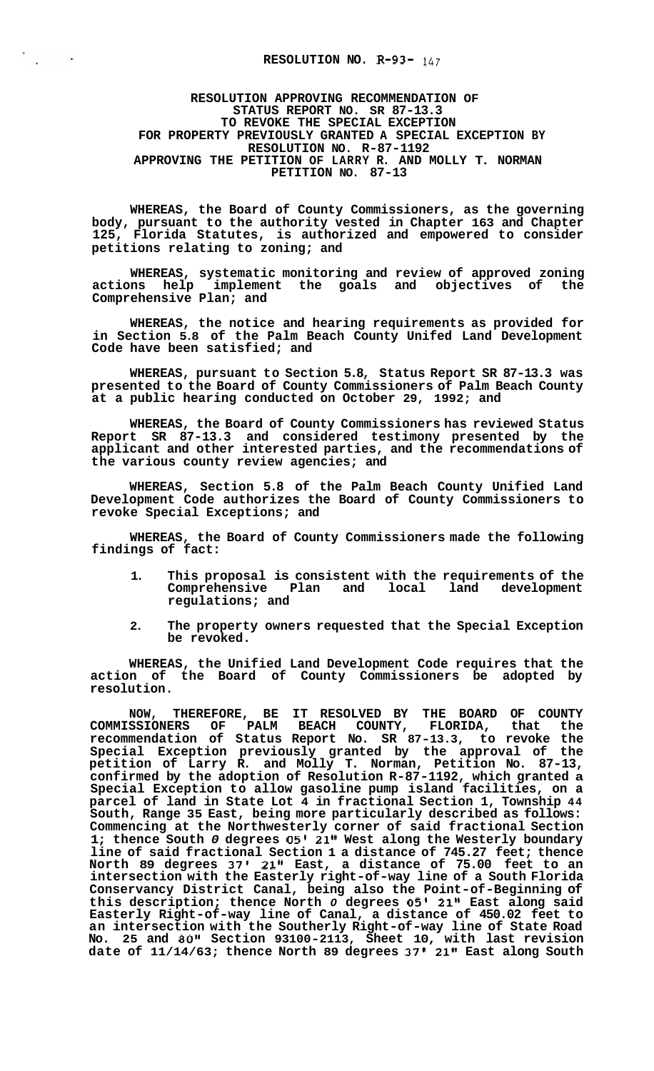**RESOLUTION NO. R-93- 147**

**RESOLUTION APPROVING RECOMMENDATION OF STATUS REPORT NO. SR 87-13.3 TO REVOKE THE SPECIAL EXCEPTION FOR PROPERTY PREVIOUSLY GRANTED A SPECIAL EXCEPTION BY RESOLUTION NO. R-87-1192 APPROVING THE PETITION OF LARRY R. AND MOLLY T. NORMAN PETITION NO. 87-13**

**WHEREAS, the Board of County Commissioners, as the governing body, pursuant to the authority vested in Chapter 163 and Chapter 125, Florida Statutes, is authorized and empowered to consider petitions relating to zoning; and**

**WHEREAS, systematic monitoring and review of approved zoning actions help implement the goals and objectives of the Comprehensive Plan; and**

**WHEREAS, the notice and hearing requirements as provided for in Section 5.8 of the Palm Beach County Unifed Land Development Code have been satisfied; and**

**WHEREAS, pursuant to Section 5.8, Status Report SR 87-13.3 was presented to the Board of County Commissioners of Palm Beach County at a public hearing conducted on October 29, 1992; and**

**WHEREAS, the Board of County Commissioners has reviewed Status Report SR 87-13.3 and considered testimony presented by the applicant and other interested parties, and the recommendations of the various county review agencies; and**

**WHEREAS, Section 5.8 of the Palm Beach County Unified Land Development Code authorizes the Board of County Commissioners to revoke Special Exceptions; and**

**WHEREAS, the Board of County Commissioners made the following findings of fact:**

1. **This proposal is consistent with the requirements of the Comprehensive Plan and local land development regulations; and**
2. **The property owners requested that the Special Exception be revoked.**

**WHEREAS, the Unified Land Development Code requires that the action of the Board of County Commissioners be adopted by resolution.**

**NOW, THEREFORE, BE IT RESOLVED BY THE BOARD OF COUNTY COMMISSIONERS OF PALM BEACH COUNTY, FLORIDA, that the recommendation of Status Report No. SR 87-13.3, to revoke the Special Exception previously granted by the approval of the petition of Larry R. and Molly T. Norman, Petition No. 87-13, confirmed by the adoption of Resolution R-87-1192, which granted a Special Exception to allow gasoline pump island facilities, on a parcel of land in State Lot 4 in fractional Section 1, Township 44 South, Range 35 East, being more particularly described as follows: Commencing at the Northwesterly corner of said fractional Section 1; thence South 0 degrees 05' 21" West along the Westerly boundary line of said fractional Section 1 a distance of 745.27 feet; thence North 89 degrees 37' 21" East, a distance of 75.00 feet to an intersection with the Easterly right-of-way line of a South Florida Conservancy District Canal, being also the Point-of-Beginning of this description; thence North 0 degrees 05' 21" East along said Easterly Right-of-way line of Canal, a distance of 450.02 feet to an intersection with the Southerly Right-of-way line of State Road No. 25 and 80" Section 93100-2113, Sheet 10, with last revision date of 11/14/63; thence North 89 degrees 37' 21" East along South**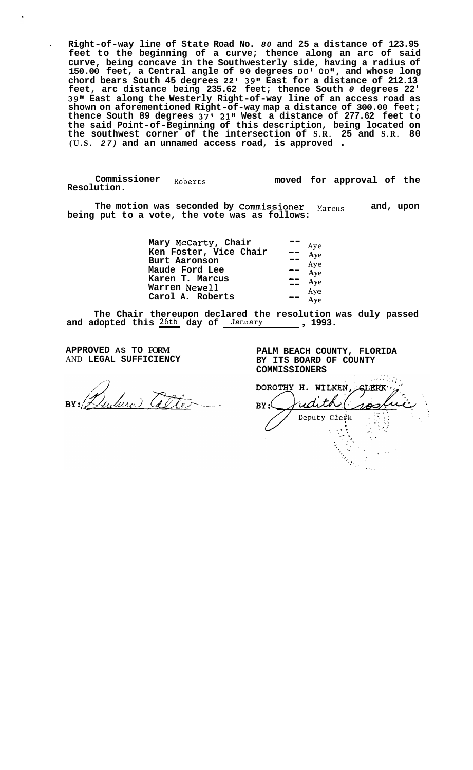Right-of-way line of State Road No. 80 and 25 a distance of 123.95 feet to the beginning of a curve; thence along an arc of said curve, being concave in the Southwesterly side, having a radius of 150.00 feet, a Central angle of 90 degrees 00' 00", and whose long chord bears South 45 degrees 22' 39" East for a distance of 212.13 feet, arc distance being 235.62 feet; thence South 0 degrees 22' 39" East along the Westerly Right-of-way line of an access road as shown on aforementioned Right-of-way map a distance of 300.00 feet; thence South 89 degrees 37' 21" West a distance of 277.62 feet to the said Point-of-Beginning of this description, being located on the southwest corner of the intersection of S.R. 25 and S.R. 80 (U.S. 27) and an unnamed access road, is approved.

Commissioner Roberts moved for approval of the Resolution.

The motion was seconded by Commissioner Marcus and, upon being put to a vote, the vote was as follows:

| | | |
|---|---|---|
| Mary McCarty, Chair | -- | Aye |
| Ken Foster, Vice Chair | -- | Aye |
| Burt Aaronson | -- | Aye |
| Maude Ford Lee | -- | Aye |
| Karen T. Marcus | -- | Aye |
| Warren Newell | -- | Aye |
| Carol A. Roberts | -- | Aye |

The Chair thereupon declared the resolution was duly passed and adopted this 26th day of January, 1993.

APPROVED AS TO FORM AND LEGAL SUFFICIENCY

BY: Barbara Alterman

PALM BEACH COUNTY, FLORIDA BY ITS BOARD OF COUNTY COMMISSIONERS

DOROTHY H. WILKEN, CLERK

BY: Judith Croslin
Deputy Clerk